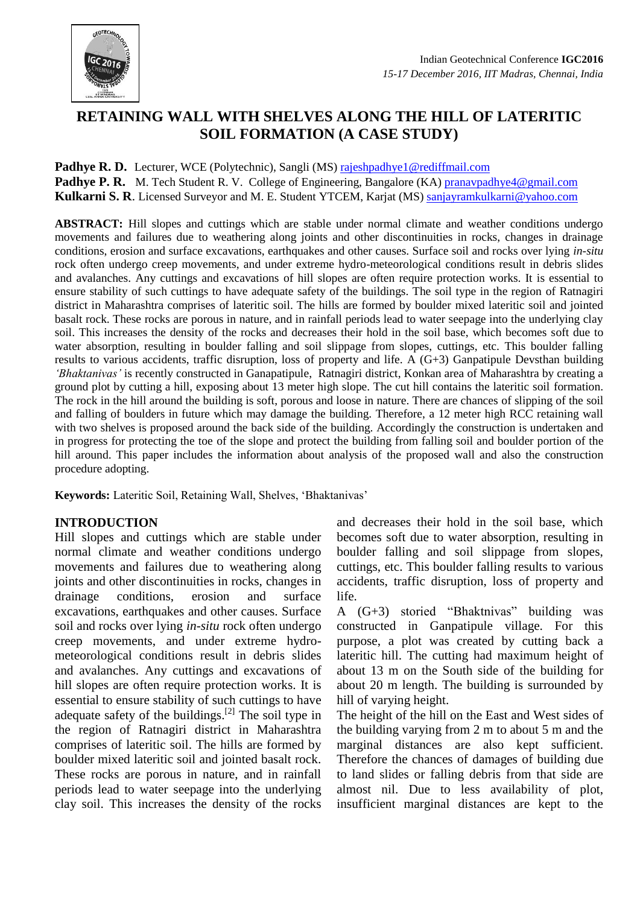Indian Geotechnical Conference **IGC2016**
*15-17 December 2016, IIT Madras, Chennai, India*

# RETAINING WALL WITH SHELVES ALONG THE HILL OF LATERITIC SOIL FORMATION (A CASE STUDY)

**Padhye R. D.** Lecturer, WCE (Polytechnic), Sangli (MS) rajeshpadhye1@rediffmail.com
**Padhye P. R.** M. Tech Student R. V. College of Engineering, Bangalore (KA) pranavpadhye4@gmail.com
**Kulkarni S. R**. Licensed Surveyor and M. E. Student YTCEM, Karjat (MS) sanjayramkulkarni@yahoo.com

**ABSTRACT:** Hill slopes and cuttings which are stable under normal climate and weather conditions undergo movements and failures due to weathering along joints and other discontinuities in rocks, changes in drainage conditions, erosion and surface excavations, earthquakes and other causes. Surface soil and rocks over lying *in-situ* rock often undergo creep movements, and under extreme hydro-meteorological conditions result in debris slides and avalanches. Any cuttings and excavations of hill slopes are often require protection works. It is essential to ensure stability of such cuttings to have adequate safety of the buildings. The soil type in the region of Ratnagiri district in Maharashtra comprises of lateritic soil. The hills are formed by boulder mixed lateritic soil and jointed basalt rock. These rocks are porous in nature, and in rainfall periods lead to water seepage into the underlying clay soil. This increases the density of the rocks and decreases their hold in the soil base, which becomes soft due to water absorption, resulting in boulder falling and soil slippage from slopes, cuttings, etc. This boulder falling results to various accidents, traffic disruption, loss of property and life. A (G+3) Ganpatipule Devsthan building *'Bhaktanivas'* is recently constructed in Ganapatipule, Ratnagiri district, Konkan area of Maharashtra by creating a ground plot by cutting a hill, exposing about 13 meter high slope. The cut hill contains the lateritic soil formation. The rock in the hill around the building is soft, porous and loose in nature. There are chances of slipping of the soil and falling of boulders in future which may damage the building. Therefore, a 12 meter high RCC retaining wall with two shelves is proposed around the back side of the building. Accordingly the construction is undertaken and in progress for protecting the toe of the slope and protect the building from falling soil and boulder portion of the hill around. This paper includes the information about analysis of the proposed wall and also the construction procedure adopting.

**Keywords:** Lateritic Soil, Retaining Wall, Shelves, 'Bhaktanivas'

## INTRODUCTION

Hill slopes and cuttings which are stable under normal climate and weather conditions undergo movements and failures due to weathering along joints and other discontinuities in rocks, changes in drainage conditions, erosion and surface excavations, earthquakes and other causes. Surface soil and rocks over lying *in-situ* rock often undergo creep movements, and under extreme hydro-meteorological conditions result in debris slides and avalanches. Any cuttings and excavations of hill slopes are often require protection works. It is essential to ensure stability of such cuttings to have adequate safety of the buildings.[2] The soil type in the region of Ratnagiri district in Maharashtra comprises of lateritic soil. The hills are formed by boulder mixed lateritic soil and jointed basalt rock. These rocks are porous in nature, and in rainfall periods lead to water seepage into the underlying clay soil. This increases the density of the rocks and decreases their hold in the soil base, which becomes soft due to water absorption, resulting in boulder falling and soil slippage from slopes, cuttings, etc. This boulder falling results to various accidents, traffic disruption, loss of property and life.

A (G+3) storied "Bhaktnivas" building was constructed in Ganpatipule village. For this purpose, a plot was created by cutting back a lateritic hill. The cutting had maximum height of about 13 m on the South side of the building for about 20 m length. The building is surrounded by hill of varying height.

The height of the hill on the East and West sides of the building varying from 2 m to about 5 m and the marginal distances are also kept sufficient. Therefore the chances of damages of building due to land slides or falling debris from that side are almost nil. Due to less availability of plot, insufficient marginal distances are kept to the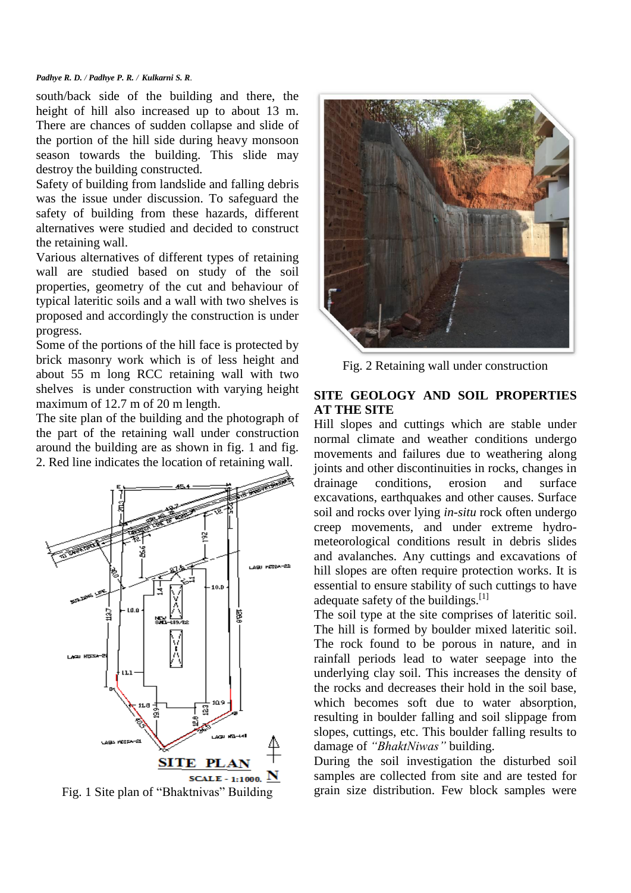south/back side of the building and there, the height of hill also increased up to about 13 m. There are chances of sudden collapse and slide of the portion of the hill side during heavy monsoon season towards the building. This slide may destroy the building constructed.

Safety of building from landslide and falling debris was the issue under discussion. To safeguard the safety of building from these hazards, different alternatives were studied and decided to construct the retaining wall.

Various alternatives of different types of retaining wall are studied based on study of the soil properties, geometry of the cut and behaviour of typical lateritic soils and a wall with two shelves is proposed and accordingly the construction is under progress.

Some of the portions of the hill face is protected by brick masonry work which is of less height and about 55 m long RCC retaining wall with two shelves is under construction with varying height maximum of 12.7 m of 20 m length.

The site plan of the building and the photograph of the part of the retaining wall under construction around the building are as shown in fig. 1 and fig. 2. Red line indicates the location of retaining wall.

Fig. 1 Site plan of "Bhaktnivas" Building

Fig. 2 Retaining wall under construction

## SITE GEOLOGY AND SOIL PROPERTIES AT THE SITE

Hill slopes and cuttings which are stable under normal climate and weather conditions undergo movements and failures due to weathering along joints and other discontinuities in rocks, changes in drainage conditions, erosion and surface excavations, earthquakes and other causes. Surface soil and rocks over lying *in-situ* rock often undergo creep movements, and under extreme hydro-meteorological conditions result in debris slides and avalanches. Any cuttings and excavations of hill slopes are often require protection works. It is essential to ensure stability of such cuttings to have adequate safety of the buildings.[1]

The soil type at the site comprises of lateritic soil. The hill is formed by boulder mixed lateritic soil. The rock found to be porous in nature, and in rainfall periods lead to water seepage into the underlying clay soil. This increases the density of the rocks and decreases their hold in the soil base, which becomes soft due to water absorption, resulting in boulder falling and soil slippage from slopes, cuttings, etc. This boulder falling results to damage of *"BhaktNiwas"* building.

During the soil investigation the disturbed soil samples are collected from site and are tested for grain size distribution. Few block samples were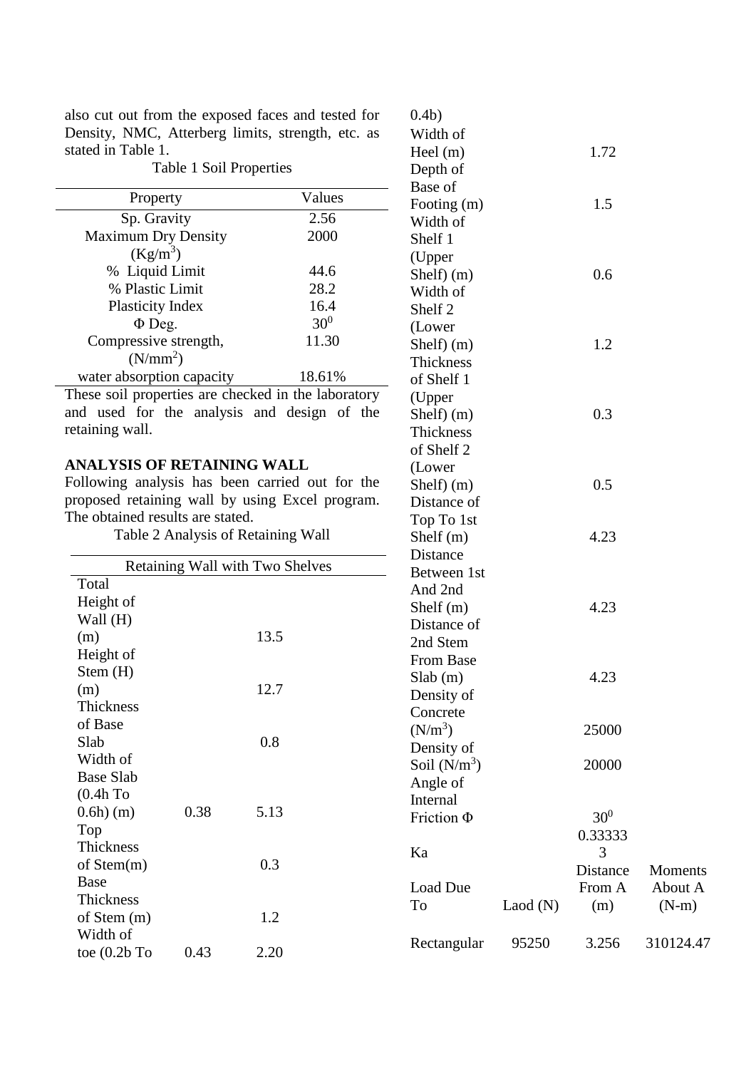also cut out from the exposed faces and tested for Density, NMC, Atterberg limits, strength, etc. as stated in Table 1.

Table 1 Soil Properties

| Property | Values |
|---|---|
| Sp. Gravity | 2.56 |
| Maximum Dry Density (Kg/m$^3$) | 2000 |
| % Liquid Limit | 44.6 |
| % Plastic Limit | 28.2 |
| Plasticity Index | 16.4 |
| Φ Deg. | 30$^0$ |
| Compressive strength, (N/mm$^2$) | 11.30 |
| water absorption capacity | 18.61% |

These soil properties are checked in the laboratory and used for the analysis and design of the retaining wall.

**ANALYSIS OF RETAINING WALL**

Following analysis has been carried out for the proposed retaining wall by using Excel program. The obtained results are stated.

Table 2 Analysis of Retaining Wall

| Retaining Wall with Two Shelves | | | |
|---|---|---|---|
| Total Height of Wall (H) (m) | | 13.5 | |
| Height of Stem (H) (m) | | 12.7 | |
| Thickness of Base Slab | | 0.8 | |
| Width of Base Slab (0.4h To 0.6h) (m) | 0.38 | 5.13 | |
| Top Thickness of Stem(m) | | 0.3 | |
| Base Thickness of Stem (m) | | 1.2 | |
| Width of toe (0.2b To 0.4b) | 0.43 | 2.20 | |
| Width of Heel (m) | | 1.72 | |
| Depth of Base of Footing (m) | | 1.5 | |
| Width of Shelf 1 (Upper Shelf) (m) | | 0.6 | |
| Width of Shelf 2 (Lower Shelf) (m) | | 1.2 | |
| Thickness of Shelf 1 (Upper Shelf) (m) | | 0.3 | |
| Thickness of Shelf 2 (Lower Shelf) (m) | | 0.5 | |
| Distance of Top To 1st Shelf (m) | | 4.23 | |
| Distance Between 1st And 2nd Shelf (m) | | 4.23 | |
| Distance of 2nd Stem From Base Slab (m) | | 4.23 | |
| Density of Concrete (N/m$^3$) | | 25000 | |
| Density of Soil (N/m$^3$) | | 20000 | |
| Angle of Internal Friction Φ | | 30$^0$ | |
| Ka | | 0.333333 | |
| Load Due To | Laod (N) | Distance From A (m) | Moments About A (N-m) |
| Rectangular | 95250 | 3.256 | 310124.47 |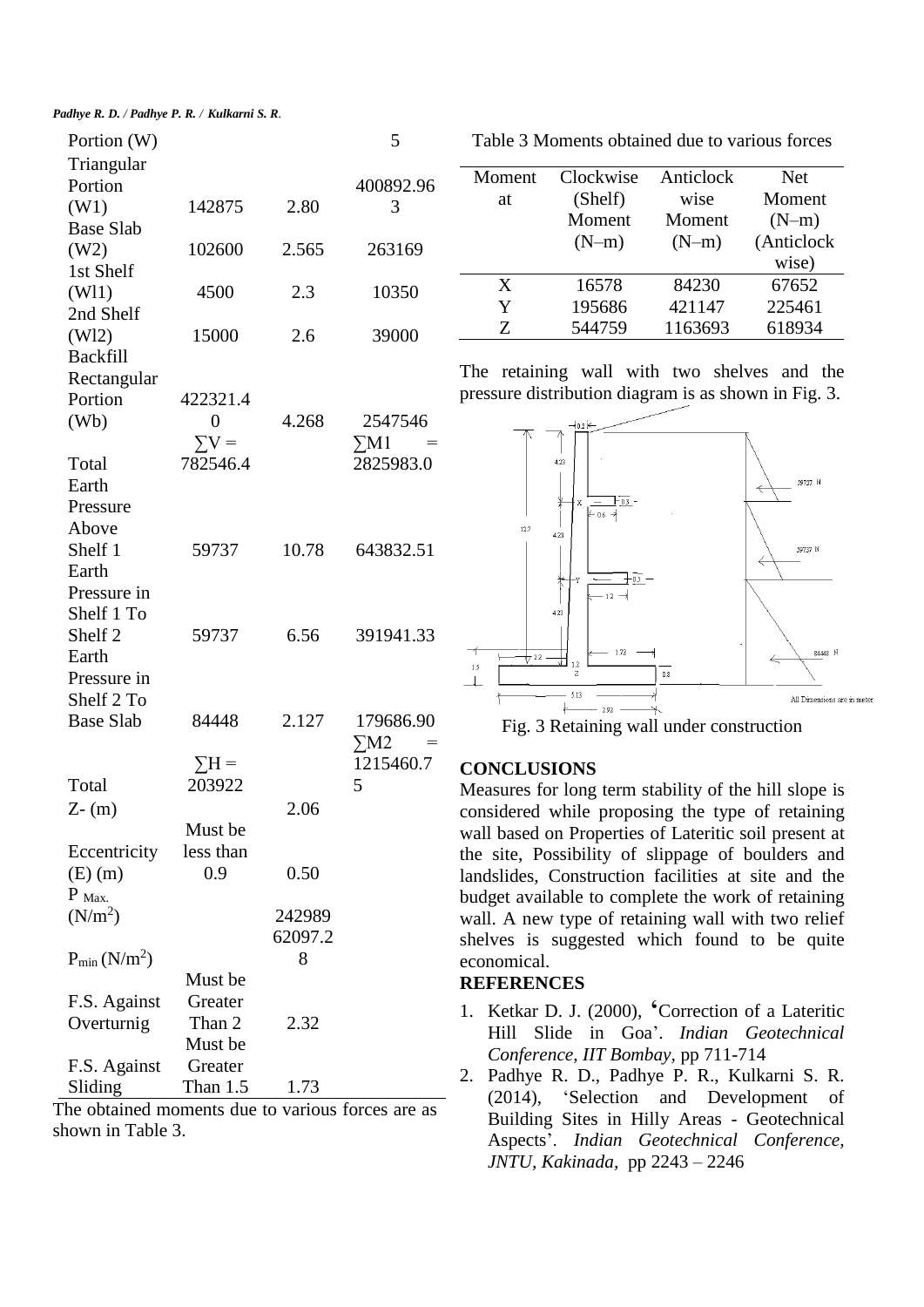| | | | |
|---|---|---|---|
| Portion (W) | | | 5 |
| Triangular Portion (W1) | 142875 | 2.80 | 400892.963 |
| Base Slab (W2) | 102600 | 2.565 | 263169 |
| 1st Shelf (Wl1) | 4500 | 2.3 | 10350 |
| 2nd Shelf (Wl2) | 15000 | 2.6 | 39000 |
| Backfill Rectangular Portion (Wb) | 422321.40 | 4.268 | 2547546 |
| Total | ∑V = 782546.4 | | ∑M1 = 2825983.0 |
| Earth Pressure Above Shelf 1 | 59737 | 10.78 | 643832.51 |
| Earth Pressure in Shelf 1 To Shelf 2 | 59737 | 6.56 | 391941.33 |
| Earth Pressure in Shelf 2 To Base Slab | 84448 | 2.127 | 179686.90 |
| Total | ∑H = 203922 | | ∑M2 = 1215460.75 |
| Z- (m) | | 2.06 | |
| Eccentricity (E) (m) | Must be less than 0.9 | 0.50 | |
| $P_{Max.}$ ($N/m^2$) | | 242989 | |
| $P_{min}$ ($N/m^2$) | | 62097.28 | |
| F.S. Against Overturnig | Must be Greater Than 2 | 2.32 | |
| F.S. Against Sliding | Must be Greater Than 1.5 | 1.73 | |

The obtained moments due to various forces are as shown in Table 3.

Table 3 Moments obtained due to various forces

| Moment at | Clockwise (Shelf) Moment (N–m) | Anticlock wise Moment (N–m) | Net Moment (N–m) (Anticlock wise) |
|---|---|---|---|
| X | 16578 | 84230 | 67652 |
| Y | 195686 | 421147 | 225461 |
| Z | 544759 | 1163693 | 618934 |

The retaining wall with two shelves and the pressure distribution diagram is as shown in Fig. 3.

0.2
4.23
12.7
X
0.3
0.6
4.23
Y
0.3
1.2
4.23
2.2
1.73
1.5
1.2
Z
0.8
5.13
2.92
59737 N
59737 N
84448 N
All Dimensions are in meter

Fig. 3 Retaining wall under construction

## CONCLUSIONS

Measures for long term stability of the hill slope is considered while proposing the type of retaining wall based on Properties of Lateritic soil present at the site, Possibility of slippage of boulders and landslides, Construction facilities at site and the budget available to complete the work of retaining wall. A new type of retaining wall with two relief shelves is suggested which found to be quite economical.

## REFERENCES

1. Ketkar D. J. (2000), 'Correction of a Lateritic Hill Slide in Goa'. *Indian Geotechnical Conference, IIT Bombay*, pp 711-714
2. Padhye R. D., Padhye P. R., Kulkarni S. R. (2014), 'Selection and Development of Building Sites in Hilly Areas - Geotechnical Aspects'. *Indian Geotechnical Conference, JNTU, Kakinada*, pp 2243 – 2246